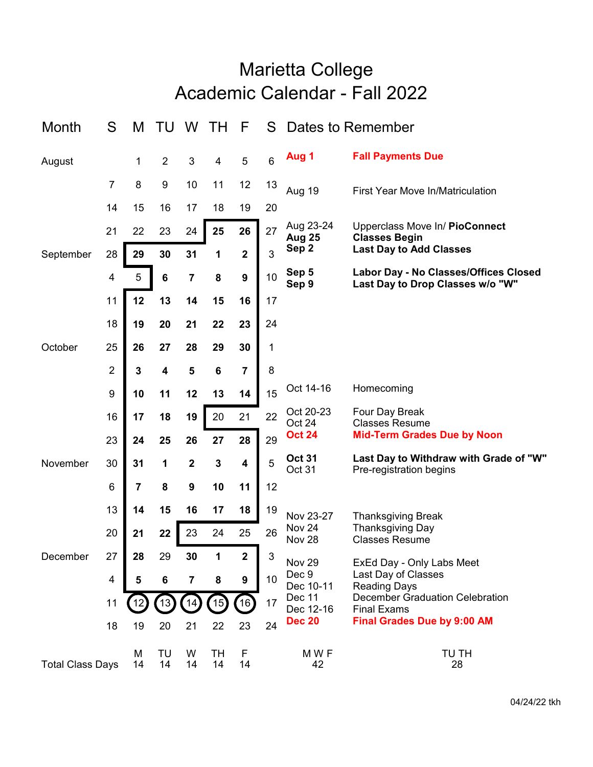# Marietta College
## Academic Calendar - Fall 2022

| Month | S | M | TU | W | TH | F | S |
|---|---|---|---|---|---|---|---|
| August | | 1 | 2 | 3 | 4 | 5 | 6 |
| | 7 | 8 | 9 | 10 | 11 | 12 | 13 |
| | 14 | 15 | 16 | 17 | 18 | 19 | 20 |
| | 21 | 22 | 23 | 24 | **25** | **26** | 27 |
| September | 28 | **29** | **30** | **31** | **1** | **2** | 3 |
| | 4 | 5 | **6** | **7** | **8** | **9** | 10 |
| | 11 | **12** | **13** | **14** | **15** | **16** | 17 |
| | 18 | **19** | **20** | **21** | **22** | **23** | 24 |
| October | 25 | **26** | **27** | **28** | **29** | **30** | 1 |
| | 2 | **3** | **4** | **5** | **6** | **7** | 8 |
| | 9 | **10** | **11** | **12** | **13** | **14** | 15 |
| | 16 | **17** | **18** | **19** | 20 | 21 | 22 |
| | 23 | **24** | **25** | **26** | **27** | **28** | 29 |
| November | 30 | **31** | **1** | **2** | **3** | **4** | 5 |
| | 6 | **7** | **8** | **9** | **10** | **11** | 12 |
| | 13 | **14** | **15** | **16** | **17** | **18** | 19 |
| | 20 | **21** | **22** | 23 | 24 | 25 | 26 |
| December | 27 | **28** | 29 | **30** | **1** | **2** | 3 |
| | 4 | **5** | **6** | **7** | **8** | **9** | 10 |
| | 11 | (12) | (13) | (14) | (15) | (16) | 17 |
| | 18 | 19 | 20 | 21 | 22 | 23 | 24 |

**Total Class Days**

| M | TU | W | TH | F | M W F | TU TH |
|---|---|---|---|---|---|---|
| 14 | 14 | 14 | 14 | 14 | 42 | 28 |

## Dates to Remember

| Date | Event |
|---|---|
| **Aug 1** | **Fall Payments Due** |
| Aug 19 | First Year Move In/Matriculation |
| Aug 23-24 | Upperclass Move In/ **PioConnect** |
| **Aug 25** | **Classes Begin** |
| **Sep 2** | **Last Day to Add Classes** |
| **Sep 5** | **Labor Day - No Classes/Offices Closed** |
| **Sep 9** | **Last Day to Drop Classes w/o "W"** |
| Oct 14-16 | Homecoming |
| Oct 20-23 | Four Day Break |
| Oct 24 | Classes Resume |
| **Oct 24** | **Mid-Term Grades Due by Noon** |
| **Oct 31** | **Last Day to Withdraw with Grade of "W"** |
| Oct 31 | Pre-registration begins |
| Nov 23-27 | Thanksgiving Break |
| Nov 24 | Thanksgiving Day |
| Nov 28 | Classes Resume |
| Nov 29 | ExEd Day - Only Labs Meet |
| Dec 9 | Last Day of Classes |
| Dec 10-11 | Reading Days |
| Dec 11 | December Graduation Celebration |
| Dec 12-16 | Final Exams |
| **Dec 20** | **Final Grades Due by 9:00 AM** |

04/24/22 tkh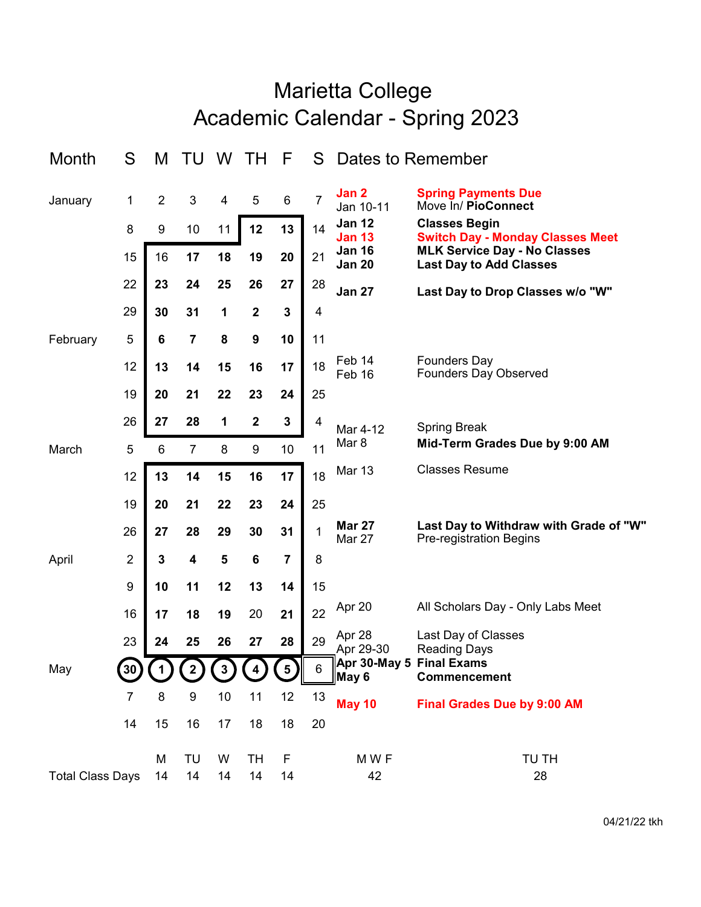# Marietta College
## Academic Calendar - Spring 2023

| Month | S | M | TU | W | TH | F | S |
|---|---|---|---|---|---|---|---|
| January | 1 | 2 | 3 | 4 | 5 | 6 | 7 |
| | 8 | 9 | 10 | 11 | **12** | **13** | 14 |
| | 15 | 16 | **17** | **18** | **19** | **20** | 21 |
| | 22 | **23** | **24** | **25** | **26** | **27** | 28 |
| | 29 | **30** | **31** | **1** | **2** | **3** | 4 |
| February | 5 | **6** | **7** | **8** | **9** | **10** | 11 |
| | 12 | **13** | **14** | **15** | **16** | **17** | 18 |
| | 19 | **20** | **21** | **22** | **23** | **24** | 25 |
| | 26 | **27** | **28** | **1** | **2** | **3** | 4 |
| March | 5 | 6 | 7 | 8 | 9 | 10 | 11 |
| | 12 | **13** | **14** | **15** | **16** | **17** | 18 |
| | 19 | **20** | **21** | **22** | **23** | **24** | 25 |
| | 26 | **27** | **28** | **29** | **30** | **31** | 1 |
| April | 2 | **3** | **4** | **5** | **6** | **7** | 8 |
| | 9 | **10** | **11** | **12** | **13** | **14** | 15 |
| | 16 | **17** | **18** | **19** | 20 | **21** | 22 |
| | 23 | **24** | **25** | **26** | **27** | **28** | 29 |
| May | **30** | **1** | **2** | **3** | **4** | **5** | 6 |
| | 7 | 8 | 9 | 10 | 11 | 12 | 13 |
| | 14 | 15 | 16 | 17 | 18 | 18 | 20 |

### Dates to Remember

| Date | Event |
|---|---|
| **Jan 2** | **Spring Payments Due** |
| Jan 10-11 | Move In/ **PioConnect** |
| **Jan 12** | **Classes Begin** |
| **Jan 13** | **Switch Day - Monday Classes Meet** |
| **Jan 16** | **MLK Service Day - No Classes** |
| **Jan 20** | **Last Day to Add Classes** |
| **Jan 27** | **Last Day to Drop Classes w/o "W"** |
| Feb 14 | Founders Day |
| Feb 16 | Founders Day Observed |
| Mar 4-12 | Spring Break |
| Mar 8 | **Mid-Term Grades Due by 9:00 AM** |
| Mar 13 | Classes Resume |
| **Mar 27** | **Last Day to Withdraw with Grade of "W"** |
| Mar 27 | Pre-registration Begins |
| Apr 20 | All Scholars Day - Only Labs Meet |
| Apr 28 | Last Day of Classes |
| Apr 29-30 | Reading Days |
| **Apr 30-May 5** | **Final Exams** |
| **May 6** | **Commencement** |
| **May 10** | **Final Grades Due by 9:00 AM** |

| | M | TU | W | TH | F | M W F | TU TH |
|---|---|---|---|---|---|---|---|
| Total Class Days | 14 | 14 | 14 | 14 | 14 | 42 | 28 |

04/21/22 tkh